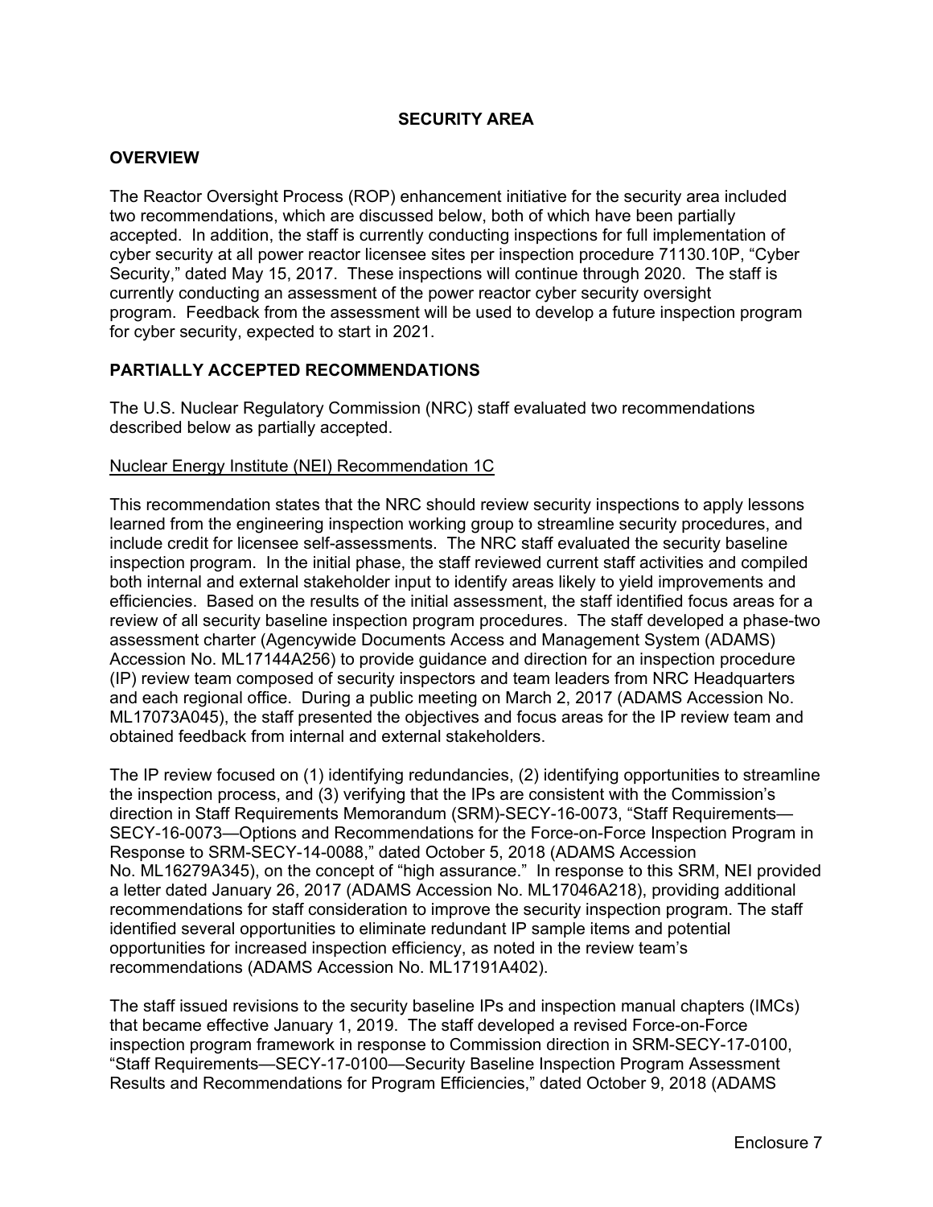## SECURITY AREA

### OVERVIEW

The Reactor Oversight Process (ROP) enhancement initiative for the security area included two recommendations, which are discussed below, both of which have been partially accepted. In addition, the staff is currently conducting inspections for full implementation of cyber security at all power reactor licensee sites per inspection procedure 71130.10P, "Cyber Security," dated May 15, 2017. These inspections will continue through 2020. The staff is currently conducting an assessment of the power reactor cyber security oversight program. Feedback from the assessment will be used to develop a future inspection program for cyber security, expected to start in 2021.

### PARTIALLY ACCEPTED RECOMMENDATIONS

The U.S. Nuclear Regulatory Commission (NRC) staff evaluated two recommendations described below as partially accepted.

Nuclear Energy Institute (NEI) Recommendation 1C

This recommendation states that the NRC should review security inspections to apply lessons learned from the engineering inspection working group to streamline security procedures, and include credit for licensee self-assessments. The NRC staff evaluated the security baseline inspection program. In the initial phase, the staff reviewed current staff activities and compiled both internal and external stakeholder input to identify areas likely to yield improvements and efficiencies. Based on the results of the initial assessment, the staff identified focus areas for a review of all security baseline inspection program procedures. The staff developed a phase-two assessment charter (Agencywide Documents Access and Management System (ADAMS) Accession No. ML17144A256) to provide guidance and direction for an inspection procedure (IP) review team composed of security inspectors and team leaders from NRC Headquarters and each regional office. During a public meeting on March 2, 2017 (ADAMS Accession No. ML17073A045), the staff presented the objectives and focus areas for the IP review team and obtained feedback from internal and external stakeholders.

The IP review focused on (1) identifying redundancies, (2) identifying opportunities to streamline the inspection process, and (3) verifying that the IPs are consistent with the Commission's direction in Staff Requirements Memorandum (SRM)-SECY-16-0073, "Staff Requirements—SECY-16-0073—Options and Recommendations for the Force-on-Force Inspection Program in Response to SRM-SECY-14-0088," dated October 5, 2018 (ADAMS Accession No. ML16279A345), on the concept of "high assurance." In response to this SRM, NEI provided a letter dated January 26, 2017 (ADAMS Accession No. ML17046A218), providing additional recommendations for staff consideration to improve the security inspection program. The staff identified several opportunities to eliminate redundant IP sample items and potential opportunities for increased inspection efficiency, as noted in the review team's recommendations (ADAMS Accession No. ML17191A402).

The staff issued revisions to the security baseline IPs and inspection manual chapters (IMCs) that became effective January 1, 2019. The staff developed a revised Force-on-Force inspection program framework in response to Commission direction in SRM-SECY-17-0100, "Staff Requirements—SECY-17-0100—Security Baseline Inspection Program Assessment Results and Recommendations for Program Efficiencies," dated October 9, 2018 (ADAMS

Enclosure 7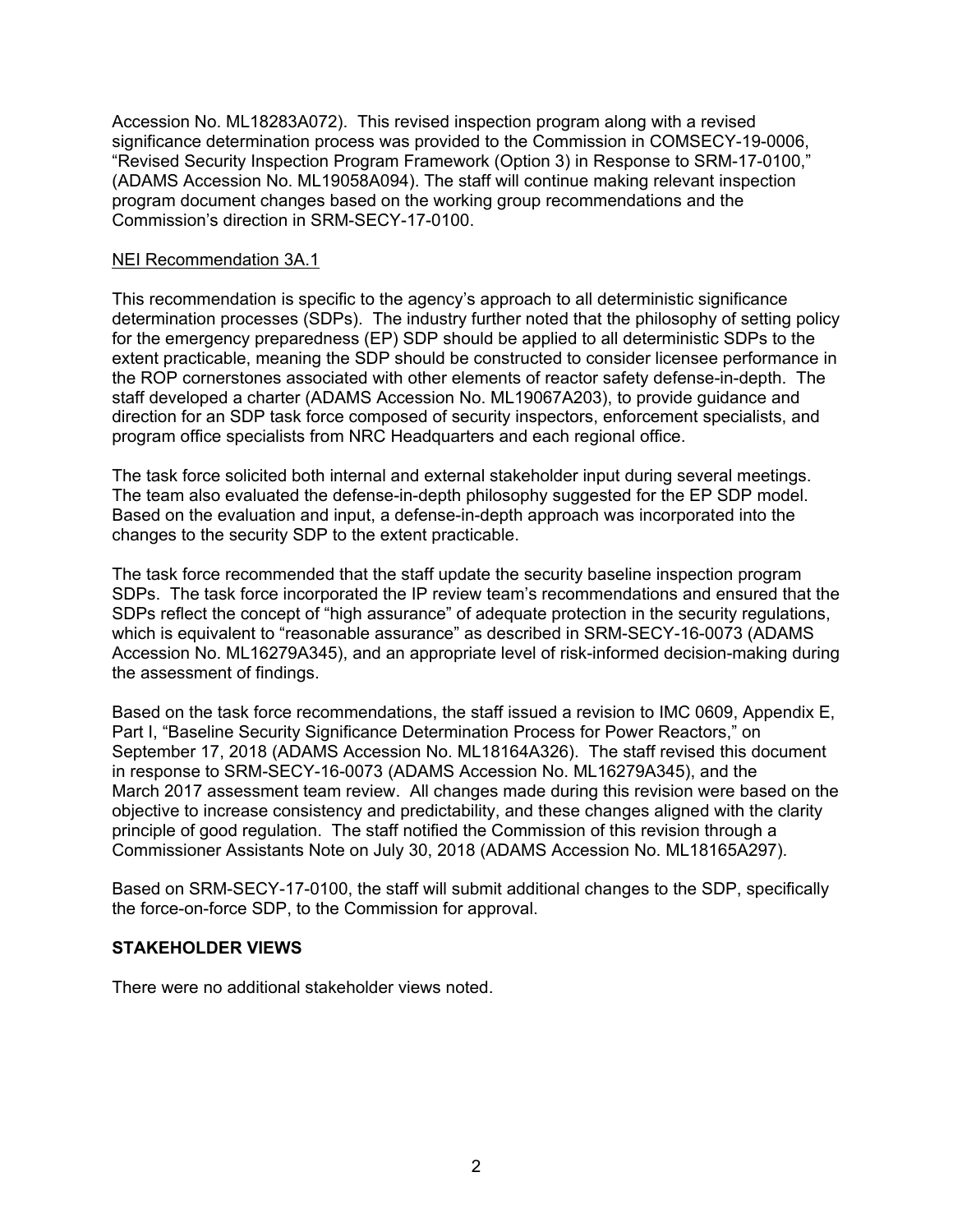Accession No. ML18283A072). This revised inspection program along with a revised significance determination process was provided to the Commission in COMSECY-19-0006, "Revised Security Inspection Program Framework (Option 3) in Response to SRM-17-0100," (ADAMS Accession No. ML19058A094). The staff will continue making relevant inspection program document changes based on the working group recommendations and the Commission's direction in SRM-SECY-17-0100.

NEI Recommendation 3A.1

This recommendation is specific to the agency's approach to all deterministic significance determination processes (SDPs). The industry further noted that the philosophy of setting policy for the emergency preparedness (EP) SDP should be applied to all deterministic SDPs to the extent practicable, meaning the SDP should be constructed to consider licensee performance in the ROP cornerstones associated with other elements of reactor safety defense-in-depth. The staff developed a charter (ADAMS Accession No. ML19067A203), to provide guidance and direction for an SDP task force composed of security inspectors, enforcement specialists, and program office specialists from NRC Headquarters and each regional office.

The task force solicited both internal and external stakeholder input during several meetings. The team also evaluated the defense-in-depth philosophy suggested for the EP SDP model. Based on the evaluation and input, a defense-in-depth approach was incorporated into the changes to the security SDP to the extent practicable.

The task force recommended that the staff update the security baseline inspection program SDPs. The task force incorporated the IP review team's recommendations and ensured that the SDPs reflect the concept of "high assurance" of adequate protection in the security regulations, which is equivalent to "reasonable assurance" as described in SRM-SECY-16-0073 (ADAMS Accession No. ML16279A345), and an appropriate level of risk-informed decision-making during the assessment of findings.

Based on the task force recommendations, the staff issued a revision to IMC 0609, Appendix E, Part I, "Baseline Security Significance Determination Process for Power Reactors," on September 17, 2018 (ADAMS Accession No. ML18164A326). The staff revised this document in response to SRM-SECY-16-0073 (ADAMS Accession No. ML16279A345), and the March 2017 assessment team review. All changes made during this revision were based on the objective to increase consistency and predictability, and these changes aligned with the clarity principle of good regulation. The staff notified the Commission of this revision through a Commissioner Assistants Note on July 30, 2018 (ADAMS Accession No. ML18165A297).

Based on SRM-SECY-17-0100, the staff will submit additional changes to the SDP, specifically the force-on-force SDP, to the Commission for approval.

**STAKEHOLDER VIEWS**

There were no additional stakeholder views noted.